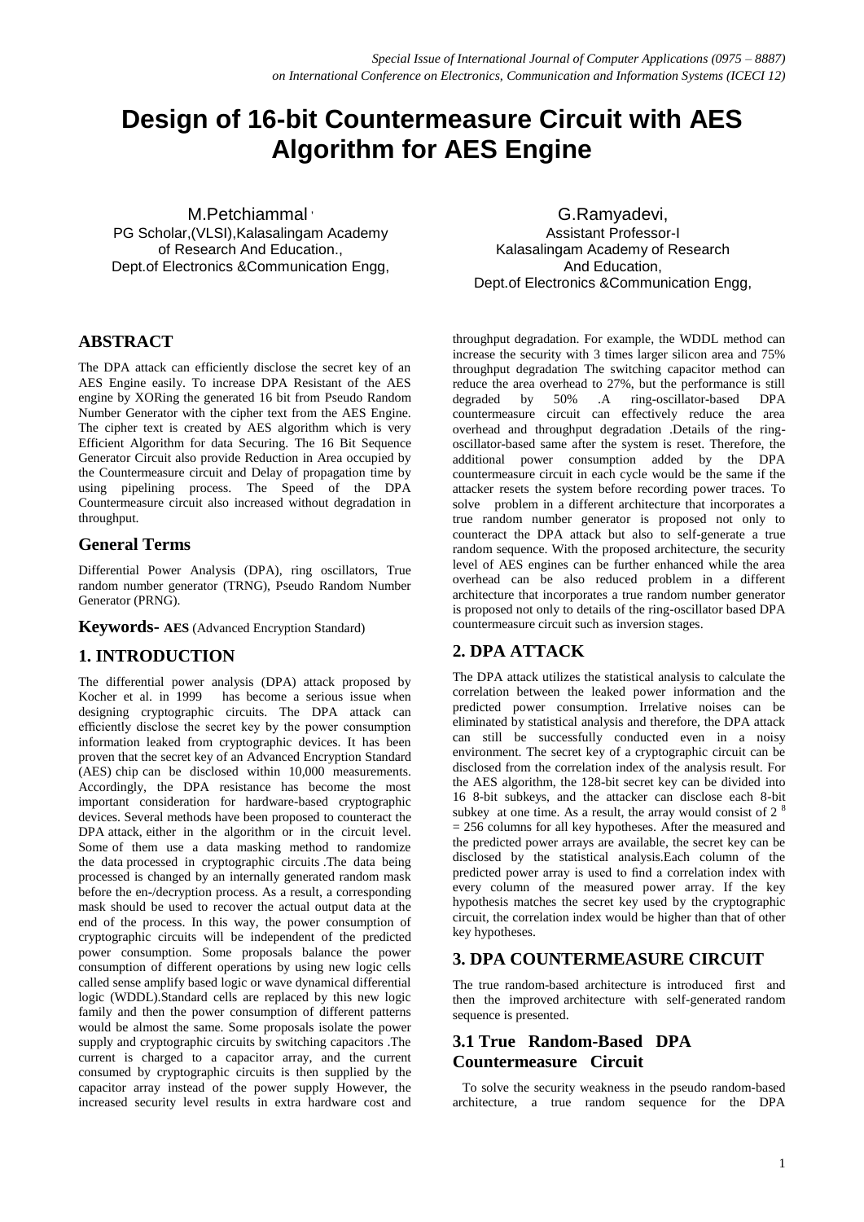# Design of 16-bit Countermeasure Circuit with AES Algorithm for AES Engine

M.Petchiammal
PG Scholar,(VLSI),Kalasalingam Academy of Research And Education.,
Dept.of Electronics &Communication Engg,

G.Ramyadevi,
Assistant Professor-I
Kalasalingam Academy of Research And Education,
Dept.of Electronics &Communication Engg,

## ABSTRACT

The DPA attack can efficiently disclose the secret key of an AES Engine easily. To increase DPA Resistant of the AES engine by XORing the generated 16 bit from Pseudo Random Number Generator with the cipher text from the AES Engine. The cipher text is created by AES algorithm which is very Efficient Algorithm for data Securing. The 16 Bit Sequence Generator Circuit also provide Reduction in Area occupied by the Countermeasure circuit and Delay of propagation time by using pipelining process. The Speed of the DPA Countermeasure circuit also increased without degradation in throughput.

## General Terms

Differential Power Analysis (DPA), ring oscillators, True random number generator (TRNG), Pseudo Random Number Generator (PRNG).

**Keywords- AES** (Advanced Encryption Standard)

## 1. INTRODUCTION

The differential power analysis (DPA) attack proposed by Kocher et al. in 1999 has become a serious issue when designing cryptographic circuits. The DPA attack can efficiently disclose the secret key by the power consumption information leaked from cryptographic devices. It has been proven that the secret key of an Advanced Encryption Standard (AES) chip can be disclosed within 10,000 measurements. Accordingly, the DPA resistance has become the most important consideration for hardware-based cryptographic devices. Several methods have been proposed to counteract the DPA attack, either in the algorithm or in the circuit level. Some of them use a data masking method to randomize the data processed in cryptographic circuits .The data being processed is changed by an internally generated random mask before the en-/decryption process. As a result, a corresponding mask should be used to recover the actual output data at the end of the process. In this way, the power consumption of cryptographic circuits will be independent of the predicted power consumption. Some proposals balance the power consumption of different operations by using new logic cells called sense amplify based logic or wave dynamical differential logic (WDDL).Standard cells are replaced by this new logic family and then the power consumption of different patterns would be almost the same. Some proposals isolate the power supply and cryptographic circuits by switching capacitors .The current is charged to a capacitor array, and the current consumed by cryptographic circuits is then supplied by the capacitor array instead of the power supply However, the increased security level results in extra hardware cost and throughput degradation. For example, the WDDL method can increase the security with 3 times larger silicon area and 75% throughput degradation The switching capacitor method can reduce the area overhead to 27%, but the performance is still degraded by 50% .A ring-oscillator-based DPA countermeasure circuit can effectively reduce the area overhead and throughput degradation .Details of the ring-oscillator-based same after the system is reset. Therefore, the additional power consumption added by the DPA countermeasure circuit in each cycle would be the same if the attacker resets the system before recording power traces. To solve problem in a different architecture that incorporates a true random number generator is proposed not only to counteract the DPA attack but also to self-generate a true random sequence. With the proposed architecture, the security level of AES engines can be further enhanced while the area overhead can be also reduced problem in a different architecture that incorporates a true random number generator is proposed not only to details of the ring-oscillator based DPA countermeasure circuit such as inversion stages.

## 2. DPA ATTACK

The DPA attack utilizes the statistical analysis to calculate the correlation between the leaked power information and the predicted power consumption. Irrelative noises can be eliminated by statistical analysis and therefore, the DPA attack can still be successfully conducted even in a noisy environment. The secret key of a cryptographic circuit can be disclosed from the correlation index of the analysis result. For the AES algorithm, the 128-bit secret key can be divided into 16 8-bit subkeys, and the attacker can disclose each 8-bit subkey at one time. As a result, the array would consist of $2^{8} = 256$ columns for all key hypotheses. After the measured and the predicted power arrays are available, the secret key can be disclosed by the statistical analysis.Each column of the predicted power array is used to find a correlation index with every column of the measured power array. If the key hypothesis matches the secret key used by the cryptographic circuit, the correlation index would be higher than that of other key hypotheses.

## 3. DPA COUNTERMEASURE CIRCUIT

The true random-based architecture is introduced first and then the improved architecture with self-generated random sequence is presented.

### 3.1 True Random-Based DPA Countermeasure Circuit

To solve the security weakness in the pseudo random-based architecture, a true random sequence for the DPA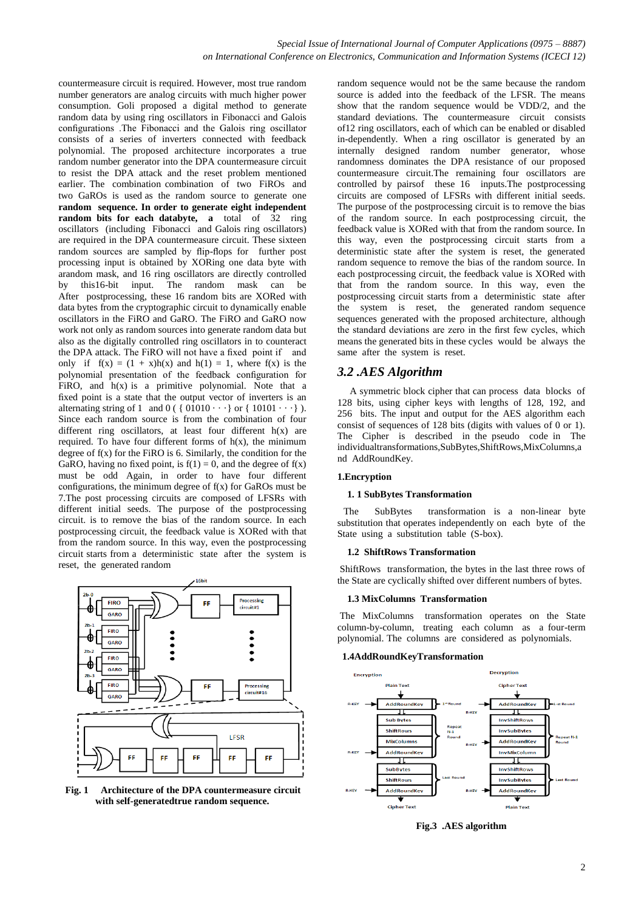countermeasure circuit is required. However, most true random number generators are analog circuits with much higher power consumption. Goli proposed a digital method to generate random data by using ring oscillators in Fibonacci and Galois configurations .The Fibonacci and the Galois ring oscillator consists of a series of inverters connected with feedback polynomial. The proposed architecture incorporates a true random number generator into the DPA countermeasure circuit to resist the DPA attack and the reset problem mentioned earlier. The combination combination of two FiROs and two GaROs is used as the random source to generate one **random sequence. In order to generate eight independent random bits for each databyte, a** total of 32 ring oscillators (including Fibonacci and Galois ring oscillators) are required in the DPA countermeasure circuit. These sixteen random sources are sampled by flip-flops for further post processing input is obtained by XORing one data byte with arandom mask, and 16 ring oscillators are directly controlled by this16-bit input. The random mask can be After postprocessing, these 16 random bits are XORed with data bytes from the cryptographic circuit to dynamically enable oscillators in the FiRO and GaRO. The FiRO and GaRO now work not only as random sources into generate random data but also as the digitally controlled ring oscillators in to counteract the DPA attack. The FiRO will not have a fixed point if and only if $f(x) = (1 + x)h(x)$ and $h(1) = 1$, where $f(x)$ is the polynomial presentation of the feedback configuration for FiRO, and $h(x)$ is a primitive polynomial. Note that a fixed point is a state that the output vector of inverters is an alternating string of 1 and 0 ( { 01010 · · ·} or { 10101 · · ·} ). Since each random source is from the combination of four different ring oscillators, at least four different $h(x)$ are required. To have four different forms of $h(x)$, the minimum degree of $f(x)$ for the FiRO is 6. Similarly, the condition for the GaRO, having no fixed point, is $f(1) = 0$, and the degree of $f(x)$ must be odd Again, in order to have four different configurations, the minimum degree of $f(x)$ for GaROs must be 7.The post processing circuits are composed of LFSRs with different initial seeds. The purpose of the postprocessing circuit. is to remove the bias of the random source. In each postprocessing circuit, the feedback value is XORed with that from the random source. In this way, even the postprocessing circuit starts from a deterministic state after the system is reset, the generated random

**Fig. 1 Architecture of the DPA countermeasure circuit with self-generatedtrue random sequence.**

random sequence would not be the same because the random source is added into the feedback of the LFSR. The means show that the random sequence would be VDD/2, and the standard deviations. The countermeasure circuit consists of12 ring oscillators, each of which can be enabled or disabled in-dependently. When a ring oscillator is generated by an internally designed random number generator, whose randomness dominates the DPA resistance of our proposed countermeasure circuit.The remaining four oscillators are controlled by pairsof these 16 inputs.The postprocessing circuits are composed of LFSRs with different initial seeds. The purpose of the postprocessing circuit is to remove the bias of the random source. In each postprocessing circuit, the feedback value is XORed with that from the random source. In this way, even the postprocessing circuit starts from a deterministic state after the system is reset, the generated random sequence to remove the bias of the random source. In each postprocessing circuit, the feedback value is XORed with that from the random source. In this way, even the postprocessing circuit starts from a deterministic state after the system is reset, the generated random sequence sequences generated with the proposed architecture, although the standard deviations are zero in the first few cycles, which means the generated bits in these cycles would be always the same after the system is reset.

## *3.2 .AES Algorithm*

A symmetric block cipher that can process data blocks of 128 bits, using cipher keys with lengths of 128, 192, and 256 bits. The input and output for the AES algorithm each consist of sequences of 128 bits (digits with values of 0 or 1). The Cipher is described in the pseudo code in The individualtransformations,SubBytes,ShiftRows,MixColumns,a nd AddRoundKey.

**1.Encryption**

**1. 1 SubBytes Transformation**

The SubBytes transformation is a non-linear byte substitution that operates independently on each byte of the State using a substitution table (S-box).

**1.2 ShiftRows Transformation**

ShiftRows transformation, the bytes in the last three rows of the State are cyclically shifted over different numbers of bytes.

**1.3 MixColumns Transformation**

The MixColumns transformation operates on the State column-by-column, treating each column as a four-term polynomial. The columns are considered as polynomials.

**1.4AddRoundKeyTransformation**

**Fig.3 .AES algorithm**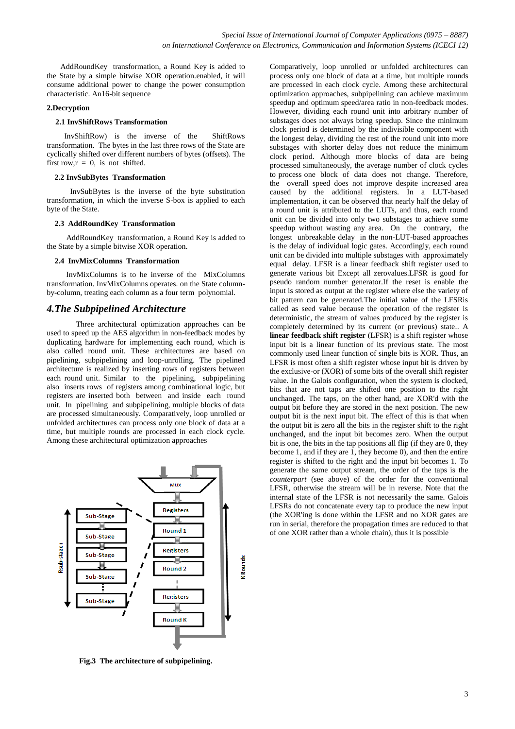AddRoundKey transformation, a Round Key is added to the State by a simple bitwise XOR operation.enabled, it will consume additional power to change the power consumption characteristic. An16-bit sequence

**2.Decryption**

**2.1 InvShiftRows Transformation**

InvShiftRow) is the inverse of the ShiftRows transformation. The bytes in the last three rows of the State are cyclically shifted over different numbers of bytes (offsets). The first row,r = 0, is not shifted.

**2.2 InvSubBytes Transformation**

InvSubBytes is the inverse of the byte substitution transformation, in which the inverse S-box is applied to each byte of the State.

**2.3 AddRoundKey Transformation**

AddRoundKey transformation, a Round Key is added to the State by a simple bitwise XOR operation.

**2.4 InvMixColumns Transformation**

InvMixColumns is to he inverse of the MixColumns transformation. InvMixColumns operates. on the State column-by-column, treating each column as a four term polynomial.

## *4.The Subpipelined Architecture*

Three architectural optimization approaches can be used to speed up the AES algorithm in non-feedback modes by duplicating hardware for implementing each round, which is also called round unit. These architectures are based on pipelining, subpipelining and loop-unrolling. The pipelined architecture is realized by inserting rows of registers between each round unit. Similar to the pipelining, subpipelining also inserts rows of registers among combinational logic, but registers are inserted both between and inside each round unit. In pipelining and subpipelining, multiple blocks of data are processed simultaneously. Comparatively, loop unrolled or unfolded architectures can process only one block of data at a time, but multiple rounds are processed in each clock cycle. Among these architectural optimization approaches

**Fig.3 The architecture of subpipelining.**

Comparatively, loop unrolled or unfolded architectures can process only one block of data at a time, but multiple rounds are processed in each clock cycle. Among these architectural optimization approaches, subpipelining can achieve maximum speedup and optimum speed/area ratio in non-feedback modes. However, dividing each round unit into arbitrary number of substages does not always bring speedup. Since the minimum clock period is determined by the indivisible component with the longest delay, dividing the rest of the round unit into more substages with shorter delay does not reduce the minimum clock period. Although more blocks of data are being processed simultaneously, the average number of clock cycles to process one block of data does not change. Therefore, the overall speed does not improve despite increased area caused by the additional registers. In a LUT-based implementation, it can be observed that nearly half the delay of a round unit is attributed to the LUTs, and thus, each round unit can be divided into only two substages to achieve some speedup without wasting any area. On the contrary, the longest unbreakable delay in the non-LUT-based approaches is the delay of individual logic gates. Accordingly, each round unit can be divided into multiple substages with approximately equal delay. LFSR is a linear feedback shift register used to generate various bit Except all zerovalues.LFSR is good for pseudo random number generator.If the reset is enable the input is stored as output at the register where else the variety of bit pattern can be generated.The initial value of the LFSRis called as seed value because the operation of the register is deterministic, the stream of values produced by the register is completely determined by its current (or previous) state.. A **linear feedback shift register** (LFSR) is a shift register whose input bit is a linear function of its previous state. The most commonly used linear function of single bits is XOR. Thus, an LFSR is most often a shift register whose input bit is driven by the exclusive-or (XOR) of some bits of the overall shift register value. In the Galois configuration, when the system is clocked, bits that are not taps are shifted one position to the right unchanged. The taps, on the other hand, are XOR'd with the output bit before they are stored in the next position. The new output bit is the next input bit. The effect of this is that when the output bit is zero all the bits in the register shift to the right unchanged, and the input bit becomes zero. When the output bit is one, the bits in the tap positions all flip (if they are 0, they become 1, and if they are 1, they become 0), and then the entire register is shifted to the right and the input bit becomes 1. To generate the same output stream, the order of the taps is the *counterpart* (see above) of the order for the conventional LFSR, otherwise the stream will be in reverse. Note that the internal state of the LFSR is not necessarily the same. Galois LFSRs do not concatenate every tap to produce the new input (the XOR'ing is done within the LFSR and no XOR gates are run in serial, therefore the propagation times are reduced to that of one XOR rather than a whole chain), thus it is possible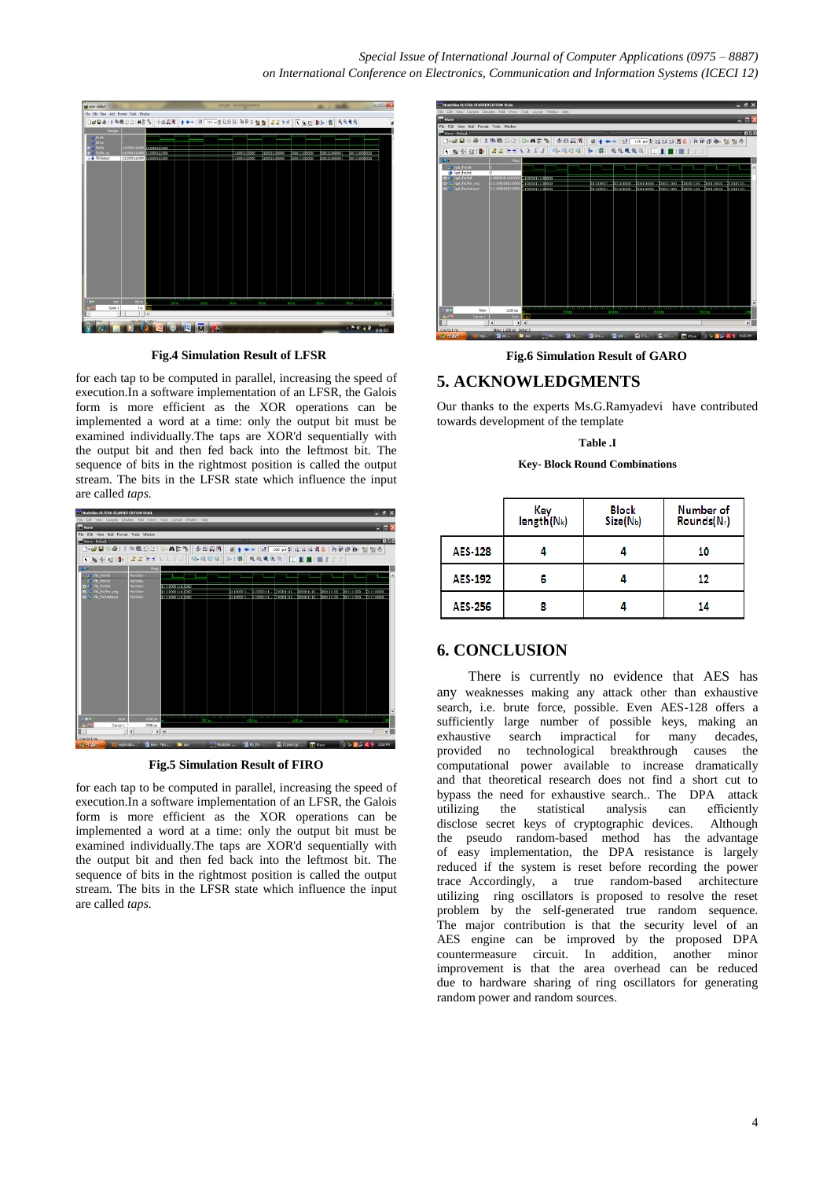Fig.4 Simulation Result of LFSR

for each tap to be computed in parallel, increasing the speed of execution.In a software implementation of an LFSR, the Galois form is more efficient as the XOR operations can be implemented a word at a time: only the output bit must be examined individually.The taps are XOR'd sequentially with the output bit and then fed back into the leftmost bit. The sequence of bits in the rightmost position is called the output stream. The bits in the LFSR state which influence the input are called *taps.*

Fig.5 Simulation Result of FIRO

for each tap to be computed in parallel, increasing the speed of execution.In a software implementation of an LFSR, the Galois form is more efficient as the XOR operations can be implemented a word at a time: only the output bit must be examined individually.The taps are XOR'd sequentially with the output bit and then fed back into the leftmost bit. The sequence of bits in the rightmost position is called the output stream. The bits in the LFSR state which influence the input are called *taps.*

Fig.6 Simulation Result of GARO

## 5. ACKNOWLEDGMENTS

Our thanks to the experts Ms.G.Ramyadevi have contributed towards development of the template

**Table .I**

**Key- Block Round Combinations**

| | Key length($N_k$) | Block Size($N_b$) | Number of Rounds($N_r$) |
|---|---|---|---|
| AES-128 | 4 | 4 | 10 |
| AES-192 | 6 | 4 | 12 |
| AES-256 | 8 | 4 | 14 |

## 6. CONCLUSION

There is currently no evidence that AES has any weaknesses making any attack other than exhaustive search, i.e. brute force, possible. Even AES-128 offers a sufficiently large number of possible keys, making an exhaustive search impractical for many decades, provided no technological breakthrough causes the computational power available to increase dramatically and that theoretical research does not find a short cut to bypass the need for exhaustive search.. The DPA attack utilizing the statistical analysis can efficiently disclose secret keys of cryptographic devices. Although the pseudo random-based method has the advantage of easy implementation, the DPA resistance is largely reduced if the system is reset before recording the power trace Accordingly, a true random-based architecture utilizing ring oscillators is proposed to resolve the reset problem by the self-generated true random sequence. The major contribution is that the security level of an AES engine can be improved by the proposed DPA countermeasure circuit. In addition, another minor improvement is that the area overhead can be reduced due to hardware sharing of ring oscillators for generating random power and random sources.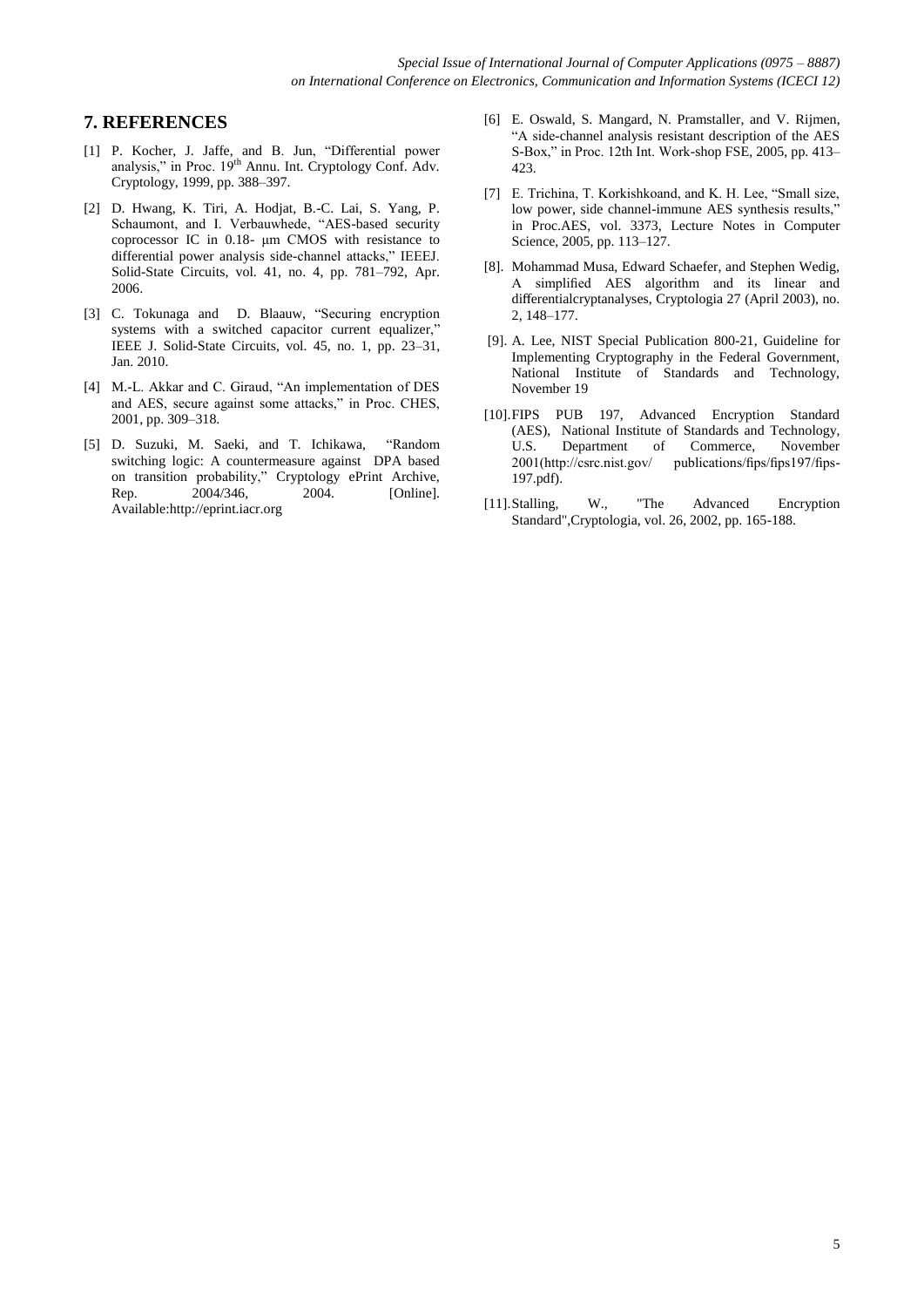## 7. REFERENCES

[1] P. Kocher, J. Jaffe, and B. Jun, "Differential power analysis," in Proc. 19th Annu. Int. Cryptology Conf. Adv. Cryptology, 1999, pp. 388–397.

[2] D. Hwang, K. Tiri, A. Hodjat, B.-C. Lai, S. Yang, P. Schaumont, and I. Verbauwhede, "AES-based security coprocessor IC in 0.18- µm CMOS with resistance to differential power analysis side-channel attacks," IEEEJ. Solid-State Circuits, vol. 41, no. 4, pp. 781–792, Apr. 2006.

[3] C. Tokunaga and D. Blaauw, "Securing encryption systems with a switched capacitor current equalizer," IEEE J. Solid-State Circuits, vol. 45, no. 1, pp. 23–31, Jan. 2010.

[4] M.-L. Akkar and C. Giraud, "An implementation of DES and AES, secure against some attacks," in Proc. CHES, 2001, pp. 309–318.

[5] D. Suzuki, M. Saeki, and T. Ichikawa, "Random switching logic: A countermeasure against DPA based on transition probability," Cryptology ePrint Archive, Rep. 2004/346, 2004. [Online]. Available:http://eprint.iacr.org

[6] E. Oswald, S. Mangard, N. Pramstaller, and V. Rijmen, "A side-channel analysis resistant description of the AES S-Box," in Proc. 12th Int. Work-shop FSE, 2005, pp. 413–423.

[7] E. Trichina, T. Korkishkoand, and K. H. Lee, "Small size, low power, side channel-immune AES synthesis results," in Proc.AES, vol. 3373, Lecture Notes in Computer Science, 2005, pp. 113–127.

[8]. Mohammad Musa, Edward Schaefer, and Stephen Wedig, A simplified AES algorithm and its linear and differentialcryptanalyses, Cryptologia 27 (April 2003), no. 2, 148–177.

[9]. A. Lee, NIST Special Publication 800-21, Guideline for Implementing Cryptography in the Federal Government, National Institute of Standards and Technology, November 19

[10]. FIPS PUB 197, Advanced Encryption Standard (AES), National Institute of Standards and Technology, U.S. Department of Commerce, November 2001(http://csrc.nist.gov/ publications/fips/fips197/fips-197.pdf).

[11]. Stalling, W., "The Advanced Encryption Standard",Cryptologia, vol. 26, 2002, pp. 165-188.